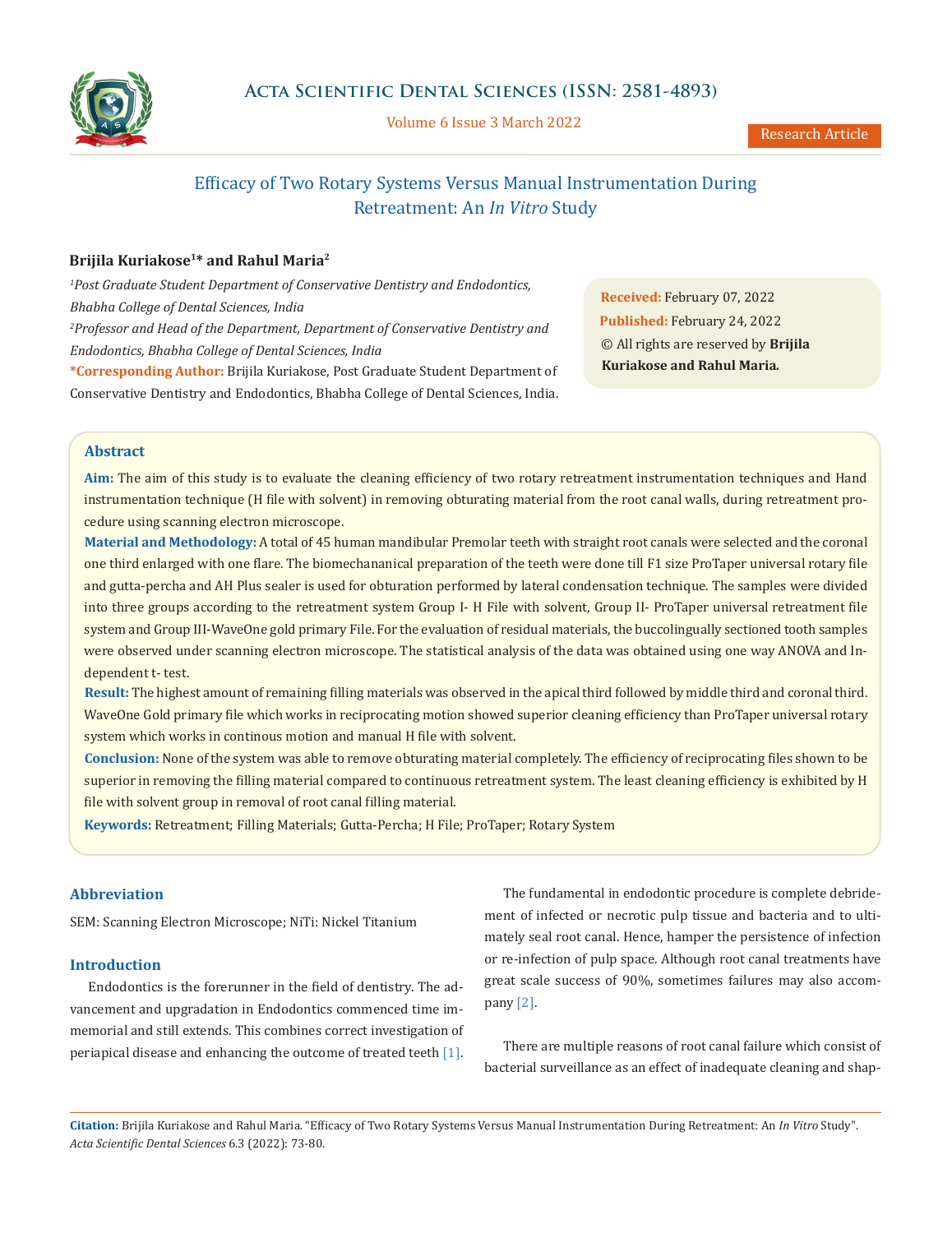# Efficacy of Two Rotary Systems Versus Manual Instrumentation During Retreatment: An *In Vitro* Study

**Brijila Kuriakose[1]* and Rahul Maria[2]**

*[1]Post Graduate Student Department of Conservative Dentistry and Endodontics, Bhabha College of Dental Sciences, India*

*[2]Professor and Head of the Department, Department of Conservative Dentistry and Endodontics, Bhabha College of Dental Sciences, India*

***Corresponding Author:** Brijila Kuriakose, Post Graduate Student Department of Conservative Dentistry and Endodontics, Bhabha College of Dental Sciences, India.

**Received:** February 07, 2022
**Published:** February 24, 2022
© All rights are reserved by **Brijila Kuriakose and Rahul Maria.**

## Abstract

**Aim:** The aim of this study is to evaluate the cleaning efficiency of two rotary retreatment instrumentation techniques and Hand instrumentation technique (H file with solvent) in removing obturating material from the root canal walls, during retreatment procedure using scanning electron microscope.

**Material and Methodology:** A total of 45 human mandibular Premolar teeth with straight root canals were selected and the coronal one third enlarged with one flare. The biomechananical preparation of the teeth were done till F1 size ProTaper universal rotary file and gutta-percha and AH Plus sealer is used for obturation performed by lateral condensation technique. The samples were divided into three groups according to the retreatment system Group I- H File with solvent, Group II- ProTaper universal retreatment file system and Group III-WaveOne gold primary File. For the evaluation of residual materials, the buccolingually sectioned tooth samples were observed under scanning electron microscope. The statistical analysis of the data was obtained using one way ANOVA and Independent t- test.

**Result:** The highest amount of remaining filling materials was observed in the apical third followed by middle third and coronal third. WaveOne Gold primary file which works in reciprocating motion showed superior cleaning efficiency than ProTaper universal rotary system which works in continous motion and manual H file with solvent.

**Conclusion:** None of the system was able to remove obturating material completely. The efficiency of reciprocating files shown to be superior in removing the filling material compared to continuous retreatment system. The least cleaning efficiency is exhibited by H file with solvent group in removal of root canal filling material.

**Keywords:** Retreatment; Filling Materials; Gutta-Percha; H File; ProTaper; Rotary System

## Abbreviation

SEM: Scanning Electron Microscope; NiTi: Nickel Titanium

## Introduction

Endodontics is the forerunner in the field of dentistry. The advancement and upgradation in Endodontics commenced time immemorial and still extends. This combines correct investigation of periapical disease and enhancing the outcome of treated teeth [1].

The fundamental in endodontic procedure is complete debridement of infected or necrotic pulp tissue and bacteria and to ultimately seal root canal. Hence, hamper the persistence of infection or re-infection of pulp space. Although root canal treatments have great scale success of 90%, sometimes failures may also accompany [2].

There are multiple reasons of root canal failure which consist of bacterial surveillance as an effect of inadequate cleaning and shap-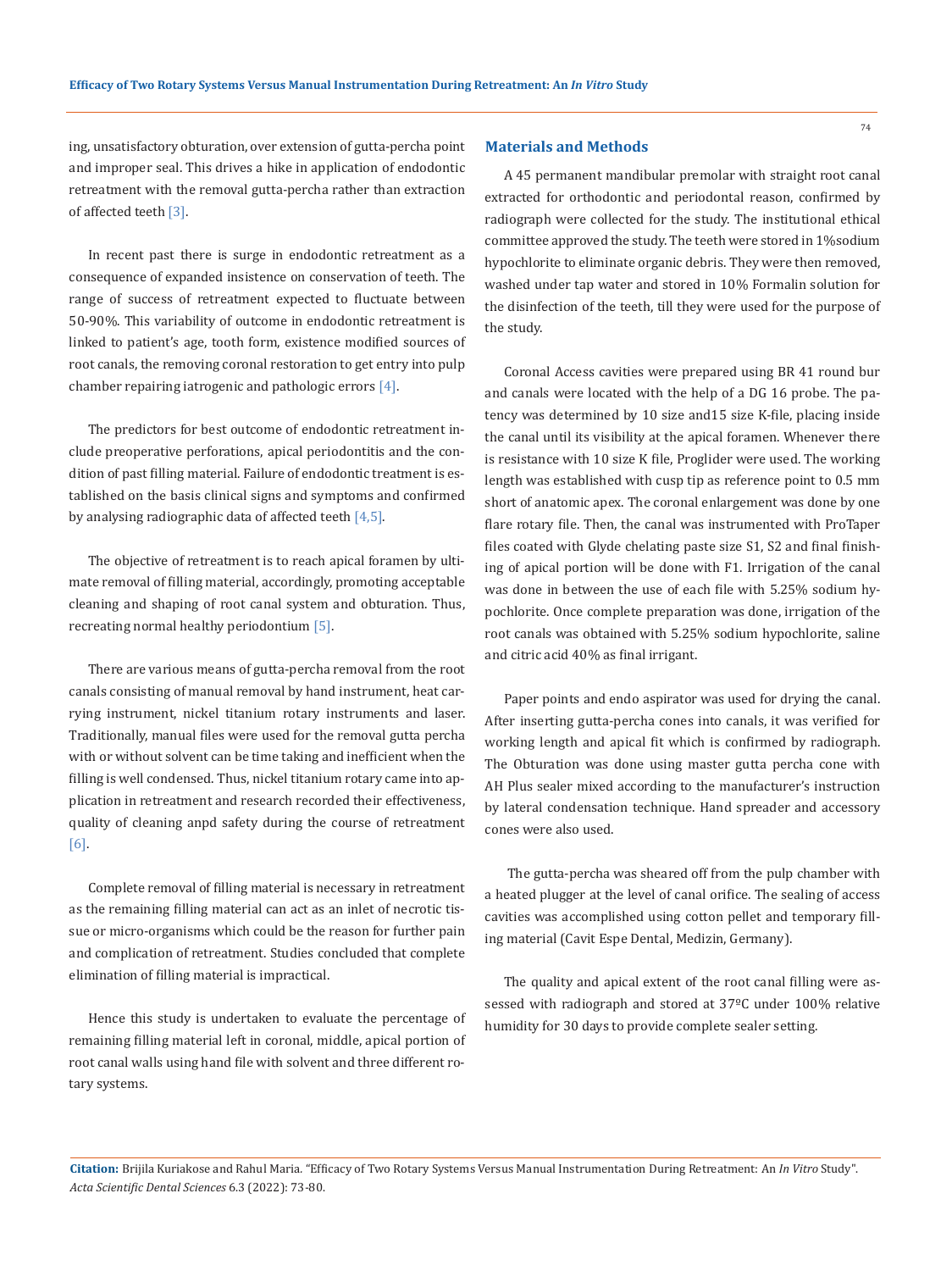ing, unsatisfactory obturation, over extension of gutta-percha point and improper seal. This drives a hike in application of endodontic retreatment with the removal gutta-percha rather than extraction of affected teeth [3].

In recent past there is surge in endodontic retreatment as a consequence of expanded insistence on conservation of teeth. The range of success of retreatment expected to fluctuate between 50-90%. This variability of outcome in endodontic retreatment is linked to patient's age, tooth form, existence modified sources of root canals, the removing coronal restoration to get entry into pulp chamber repairing iatrogenic and pathologic errors [4].

The predictors for best outcome of endodontic retreatment include preoperative perforations, apical periodontitis and the condition of past filling material. Failure of endodontic treatment is established on the basis clinical signs and symptoms and confirmed by analysing radiographic data of affected teeth [4,5].

The objective of retreatment is to reach apical foramen by ultimate removal of filling material, accordingly, promoting acceptable cleaning and shaping of root canal system and obturation. Thus, recreating normal healthy periodontium [5].

There are various means of gutta-percha removal from the root canals consisting of manual removal by hand instrument, heat carrying instrument, nickel titanium rotary instruments and laser. Traditionally, manual files were used for the removal gutta percha with or without solvent can be time taking and inefficient when the filling is well condensed. Thus, nickel titanium rotary came into application in retreatment and research recorded their effectiveness, quality of cleaning anpd safety during the course of retreatment [6].

Complete removal of filling material is necessary in retreatment as the remaining filling material can act as an inlet of necrotic tissue or micro-organisms which could be the reason for further pain and complication of retreatment. Studies concluded that complete elimination of filling material is impractical.

Hence this study is undertaken to evaluate the percentage of remaining filling material left in coronal, middle, apical portion of root canal walls using hand file with solvent and three different rotary systems.

## Materials and Methods

A 45 permanent mandibular premolar with straight root canal extracted for orthodontic and periodontal reason, confirmed by radiograph were collected for the study. The institutional ethical committee approved the study. The teeth were stored in 1%sodium hypochlorite to eliminate organic debris. They were then removed, washed under tap water and stored in 10% Formalin solution for the disinfection of the teeth, till they were used for the purpose of the study.

Coronal Access cavities were prepared using BR 41 round bur and canals were located with the help of a DG 16 probe. The patency was determined by 10 size and15 size K-file, placing inside the canal until its visibility at the apical foramen. Whenever there is resistance with 10 size K file, Proglider were used. The working length was established with cusp tip as reference point to 0.5 mm short of anatomic apex. The coronal enlargement was done by one flare rotary file. Then, the canal was instrumented with ProTaper files coated with Glyde chelating paste size S1, S2 and final finishing of apical portion will be done with F1. Irrigation of the canal was done in between the use of each file with 5.25% sodium hypochlorite. Once complete preparation was done, irrigation of the root canals was obtained with 5.25% sodium hypochlorite, saline and citric acid 40% as final irrigant.

Paper points and endo aspirator was used for drying the canal. After inserting gutta-percha cones into canals, it was verified for working length and apical fit which is confirmed by radiograph. The Obturation was done using master gutta percha cone with AH Plus sealer mixed according to the manufacturer's instruction by lateral condensation technique. Hand spreader and accessory cones were also used.

The gutta-percha was sheared off from the pulp chamber with a heated plugger at the level of canal orifice. The sealing of access cavities was accomplished using cotton pellet and temporary filling material (Cavit Espe Dental, Medizin, Germany).

The quality and apical extent of the root canal filling were assessed with radiograph and stored at 37ºC under 100% relative humidity for 30 days to provide complete sealer setting.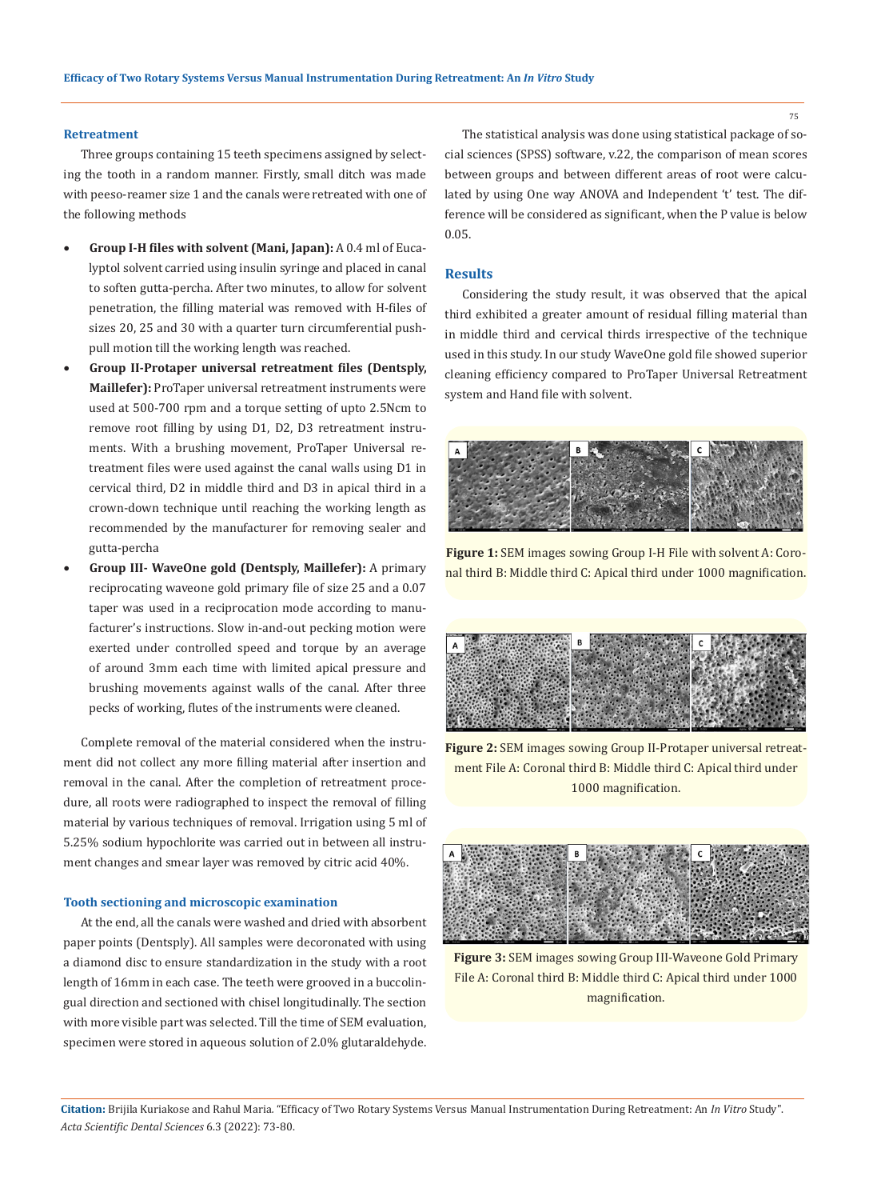### Retreatment

Three groups containing 15 teeth specimens assigned by selecting the tooth in a random manner. Firstly, small ditch was made with peeso-reamer size 1 and the canals were retreated with one of the following methods

- **Group I-H files with solvent (Mani, Japan):** A 0.4 ml of Eucalyptol solvent carried using insulin syringe and placed in canal to soften gutta-percha. After two minutes, to allow for solvent penetration, the filling material was removed with H-files of sizes 20, 25 and 30 with a quarter turn circumferential push-pull motion till the working length was reached.
- **Group II-Protaper universal retreatment files (Dentsply, Maillefer):** ProTaper universal retreatment instruments were used at 500-700 rpm and a torque setting of upto 2.5Ncm to remove root filling by using D1, D2, D3 retreatment instruments. With a brushing movement, ProTaper Universal retreatment files were used against the canal walls using D1 in cervical third, D2 in middle third and D3 in apical third in a crown-down technique until reaching the working length as recommended by the manufacturer for removing sealer and gutta-percha
- **Group III- WaveOne gold (Dentsply, Maillefer):** A primary reciprocating waveone gold primary file of size 25 and a 0.07 taper was used in a reciprocation mode according to manufacturer's instructions. Slow in-and-out pecking motion were exerted under controlled speed and torque by an average of around 3mm each time with limited apical pressure and brushing movements against walls of the canal. After three pecks of working, flutes of the instruments were cleaned.

Complete removal of the material considered when the instrument did not collect any more filling material after insertion and removal in the canal. After the completion of retreatment procedure, all roots were radiographed to inspect the removal of filling material by various techniques of removal. Irrigation using 5 ml of 5.25% sodium hypochlorite was carried out in between all instrument changes and smear layer was removed by citric acid 40%.

### Tooth sectioning and microscopic examination

At the end, all the canals were washed and dried with absorbent paper points (Dentsply). All samples were decoronated with using a diamond disc to ensure standardization in the study with a root length of 16mm in each case. The teeth were grooved in a buccolingual direction and sectioned with chisel longitudinally. The section with more visible part was selected. Till the time of SEM evaluation, specimen were stored in aqueous solution of 2.0% glutaraldehyde.

The statistical analysis was done using statistical package of social sciences (SPSS) software, v.22, the comparison of mean scores between groups and between different areas of root were calculated by using One way ANOVA and Independent 't' test. The difference will be considered as significant, when the P value is below 0.05.

## Results

Considering the study result, it was observed that the apical third exhibited a greater amount of residual filling material than in middle third and cervical thirds irrespective of the technique used in this study. In our study WaveOne gold file showed superior cleaning efficiency compared to ProTaper Universal Retreatment system and Hand file with solvent.

**Figure 1:** SEM images sowing Group I-H File with solvent A: Coronal third B: Middle third C: Apical third under 1000 magnification.

**Figure 2:** SEM images sowing Group II-Protaper universal retreatment File A: Coronal third B: Middle third C: Apical third under 1000 magnification.

**Figure 3:** SEM images sowing Group III-Waveone Gold Primary File A: Coronal third B: Middle third C: Apical third under 1000 magnification.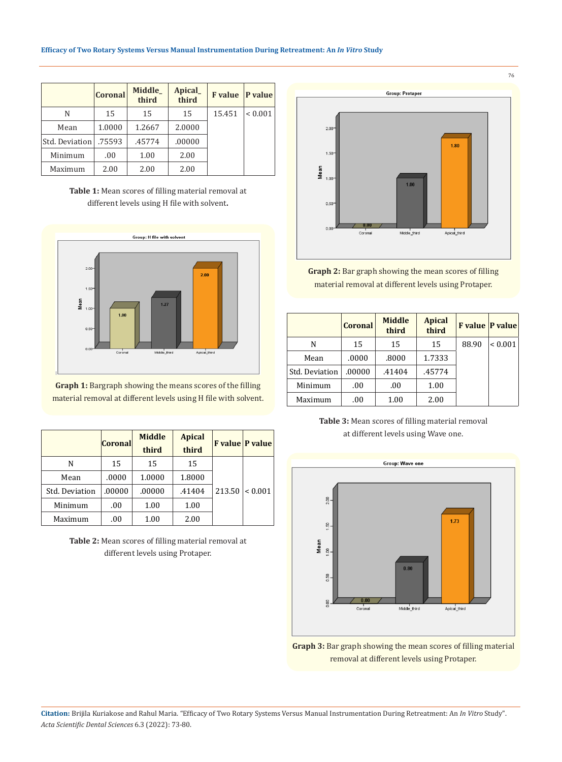| | Coronal | Middle_ third | Apical_ third | F value | P value |
|---|---|---|---|---|---|
| N | 15 | 15 | 15 | 15.451 | < 0.001 |
| Mean | 1.0000 | 1.2667 | 2.0000 | | |
| Std. Deviation | .75593 | .45774 | .00000 | | |
| Minimum | .00 | 1.00 | 2.00 | | |
| Maximum | 2.00 | 2.00 | 2.00 | | |

**Table 1:** Mean scores of filling material removal at different levels using H file with solvent**.**

Group: H file with solvent

Mean

2.00
1.50
1.00
0.50
0.00

1.00
1.27
2.00

Coronal
Middle_third
Apical_third

**Graph 1:** Bargraph showing the means scores of the filling material removal at different levels using H file with solvent.

| | Coronal | Middle third | Apical third | F value | P value |
|---|---|---|---|---|---|
| N | 15 | 15 | 15 | 213.50 | < 0.001 |
| Mean | .0000 | 1.0000 | 1.8000 | | |
| Std. Deviation | .00000 | .00000 | .41404 | | |
| Minimum | .00 | 1.00 | 1.00 | | |
| Maximum | .00 | 1.00 | 2.00 | | |

**Table 2:** Mean scores of filling material removal at different levels using Protaper.

Group: Protaper

Mean

2.00
1.50
1.00
0.50
0.00

0.00
1.00
1.80

Coronal
Middle_third
Apical_third

**Graph 2:** Bar graph showing the mean scores of filling material removal at different levels using Protaper.

| | Coronal | Middle third | Apical third | F value | P value |
|---|---|---|---|---|---|
| N | 15 | 15 | 15 | 88.90 | < 0.001 |
| Mean | .0000 | .8000 | 1.7333 | | |
| Std. Deviation | .00000 | .41404 | .45774 | | |
| Minimum | .00 | .00 | 1.00 | | |
| Maximum | .00 | 1.00 | 2.00 | | |

**Table 3:** Mean scores of filling material removal at different levels using Wave one.

Group: Wave one

Mean

2.00
1.50
1.00
0.50
0.00

0.00
0.80
1.73

Coronal
Middle_third
Apical_third

**Graph 3:** Bar graph showing the mean scores of filling material removal at different levels using Protaper.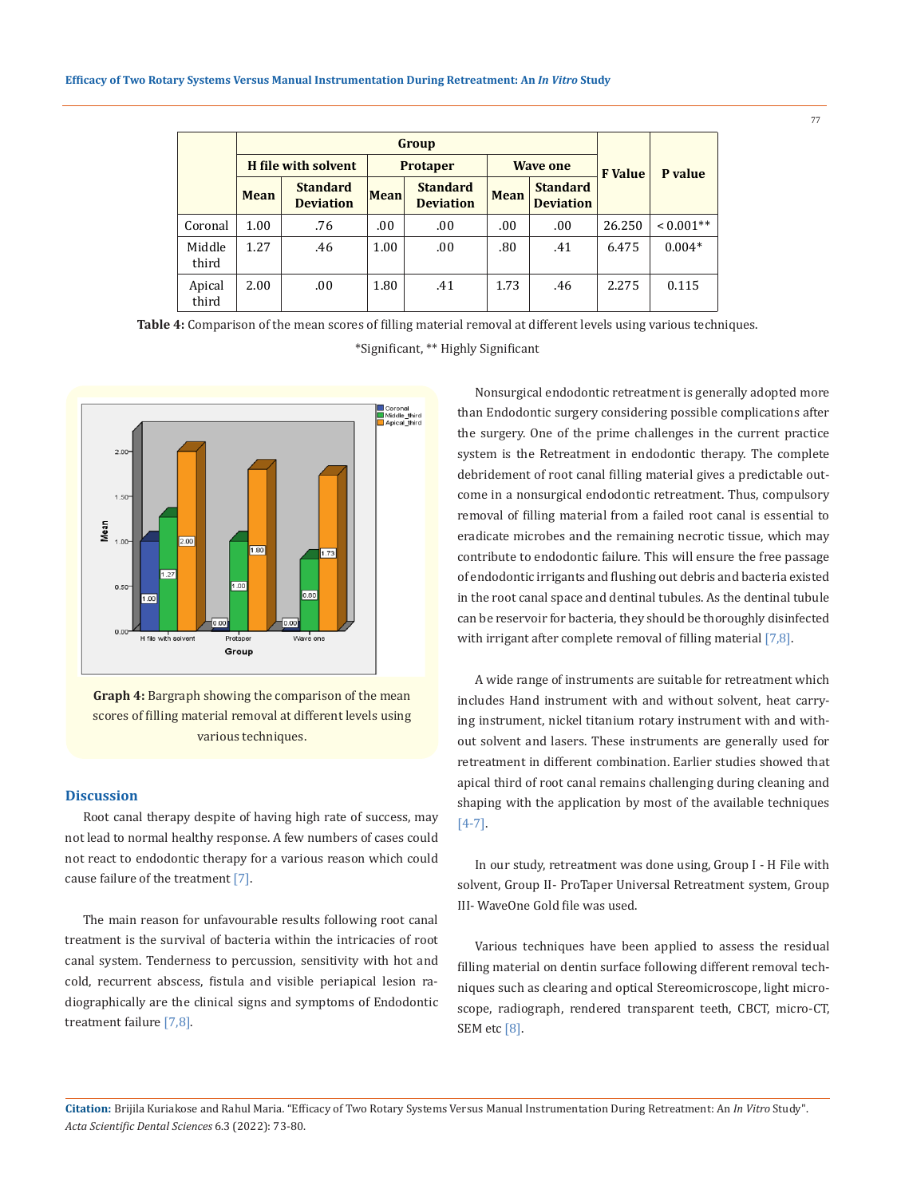| | Group | | | | | | F Value | P value |
|---|---|---|---|---|---|---|---|---|
| | H file with solvent | | Protaper | | Wave one | | | |
| | Mean | Standard Deviation | Mean | Standard Deviation | Mean | Standard Deviation | | |
| Coronal | 1.00 | .76 | .00 | .00 | .00 | .00 | 26.250 | < 0.001** |
| Middle third | 1.27 | .46 | 1.00 | .00 | .80 | .41 | 6.475 | 0.004* |
| Apical third | 2.00 | .00 | 1.80 | .41 | 1.73 | .46 | 2.275 | 0.115 |

**Table 4:** Comparison of the mean scores of filling material removal at different levels using various techniques.

*Significant, ** Highly Significant

Coronal
Middle_third
Apical_third

Mean
2.00
1.50
1.00
0.50
0.00

1.00
1.27
2.00
0.00
1.00
1.80
0.00
0.80
1.73

H file with solvent
Protaper
Wave one
Group

**Graph 4:** Bargraph showing the comparison of the mean scores of filling material removal at different levels using various techniques.

## Discussion

Root canal therapy despite of having high rate of success, may not lead to normal healthy response. A few numbers of cases could not react to endodontic therapy for a various reason which could cause failure of the treatment [7].

The main reason for unfavourable results following root canal treatment is the survival of bacteria within the intricacies of root canal system. Tenderness to percussion, sensitivity with hot and cold, recurrent abscess, fistula and visible periapical lesion radiographically are the clinical signs and symptoms of Endodontic treatment failure [7,8].

Nonsurgical endodontic retreatment is generally adopted more than Endodontic surgery considering possible complications after the surgery. One of the prime challenges in the current practice system is the Retreatment in endodontic therapy. The complete debridement of root canal filling material gives a predictable outcome in a nonsurgical endodontic retreatment. Thus, compulsory removal of filling material from a failed root canal is essential to eradicate microbes and the remaining necrotic tissue, which may contribute to endodontic failure. This will ensure the free passage of endodontic irrigants and flushing out debris and bacteria existed in the root canal space and dentinal tubules. As the dentinal tubule can be reservoir for bacteria, they should be thoroughly disinfected with irrigant after complete removal of filling material [7,8].

A wide range of instruments are suitable for retreatment which includes Hand instrument with and without solvent, heat carrying instrument, nickel titanium rotary instrument with and without solvent and lasers. These instruments are generally used for retreatment in different combination. Earlier studies showed that apical third of root canal remains challenging during cleaning and shaping with the application by most of the available techniques [4-7].

In our study, retreatment was done using, Group I - H File with solvent, Group II- ProTaper Universal Retreatment system, Group III- WaveOne Gold file was used.

Various techniques have been applied to assess the residual filling material on dentin surface following different removal techniques such as clearing and optical Stereomicroscope, light microscope, radiograph, rendered transparent teeth, CBCT, micro-CT, SEM etc [8].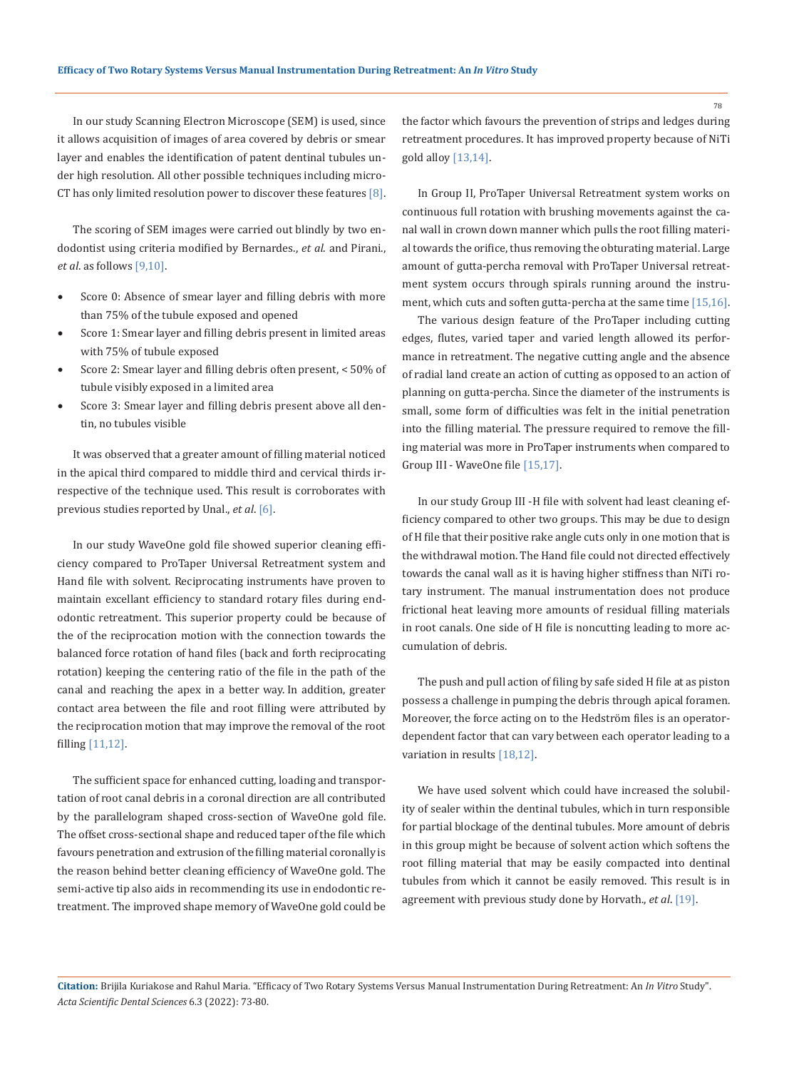In our study Scanning Electron Microscope (SEM) is used, since it allows acquisition of images of area covered by debris or smear layer and enables the identification of patent dentinal tubules under high resolution. All other possible techniques including micro-CT has only limited resolution power to discover these features [8].

The scoring of SEM images were carried out blindly by two endodontist using criteria modified by Bernardes., *et al.* and Pirani., *et al.* as follows [9,10].

- Score 0: Absence of smear layer and filling debris with more than 75% of the tubule exposed and opened
- Score 1: Smear layer and filling debris present in limited areas with 75% of tubule exposed
- Score 2: Smear layer and filling debris often present, < 50% of tubule visibly exposed in a limited area
- Score 3: Smear layer and filling debris present above all dentin, no tubules visible

It was observed that a greater amount of filling material noticed in the apical third compared to middle third and cervical thirds irrespective of the technique used. This result is corroborates with previous studies reported by Unal., *et al.* [6].

In our study WaveOne gold file showed superior cleaning efficiency compared to ProTaper Universal Retreatment system and Hand file with solvent. Reciprocating instruments have proven to maintain excellant efficiency to standard rotary files during endodontic retreatment. This superior property could be because of the of the reciprocation motion with the connection towards the balanced force rotation of hand files (back and forth reciprocating rotation) keeping the centering ratio of the file in the path of the canal and reaching the apex in a better way. In addition, greater contact area between the file and root filling were attributed by the reciprocation motion that may improve the removal of the root filling [11,12].

The sufficient space for enhanced cutting, loading and transportation of root canal debris in a coronal direction are all contributed by the parallelogram shaped cross-section of WaveOne gold file. The offset cross-sectional shape and reduced taper of the file which favours penetration and extrusion of the filling material coronally is the reason behind better cleaning efficiency of WaveOne gold. The semi-active tip also aids in recommending its use in endodontic retreatment. The improved shape memory of WaveOne gold could be the factor which favours the prevention of strips and ledges during retreatment procedures. It has improved property because of NiTi gold alloy [13,14].

In Group II, ProTaper Universal Retreatment system works on continuous full rotation with brushing movements against the canal wall in crown down manner which pulls the root filling material towards the orifice, thus removing the obturating material. Large amount of gutta-percha removal with ProTaper Universal retreatment system occurs through spirals running around the instrument, which cuts and soften gutta-percha at the same time [15,16].

The various design feature of the ProTaper including cutting edges, flutes, varied taper and varied length allowed its performance in retreatment. The negative cutting angle and the absence of radial land create an action of cutting as opposed to an action of planning on gutta-percha. Since the diameter of the instruments is small, some form of difficulties was felt in the initial penetration into the filling material. The pressure required to remove the filling material was more in ProTaper instruments when compared to Group III - WaveOne file [15,17].

In our study Group III -H file with solvent had least cleaning efficiency compared to other two groups. This may be due to design of H file that their positive rake angle cuts only in one motion that is the withdrawal motion. The Hand file could not directed effectively towards the canal wall as it is having higher stiffness than NiTi rotary instrument. The manual instrumentation does not produce frictional heat leaving more amounts of residual filling materials in root canals. One side of H file is noncutting leading to more accumulation of debris.

The push and pull action of filing by safe sided H file at as piston possess a challenge in pumping the debris through apical foramen. Moreover, the force acting on to the Hedström files is an operator-dependent factor that can vary between each operator leading to a variation in results [18,12].

We have used solvent which could have increased the solubility of sealer within the dentinal tubules, which in turn responsible for partial blockage of the dentinal tubules. More amount of debris in this group might be because of solvent action which softens the root filling material that may be easily compacted into dentinal tubules from which it cannot be easily removed. This result is in agreement with previous study done by Horvath., *et al.* [19].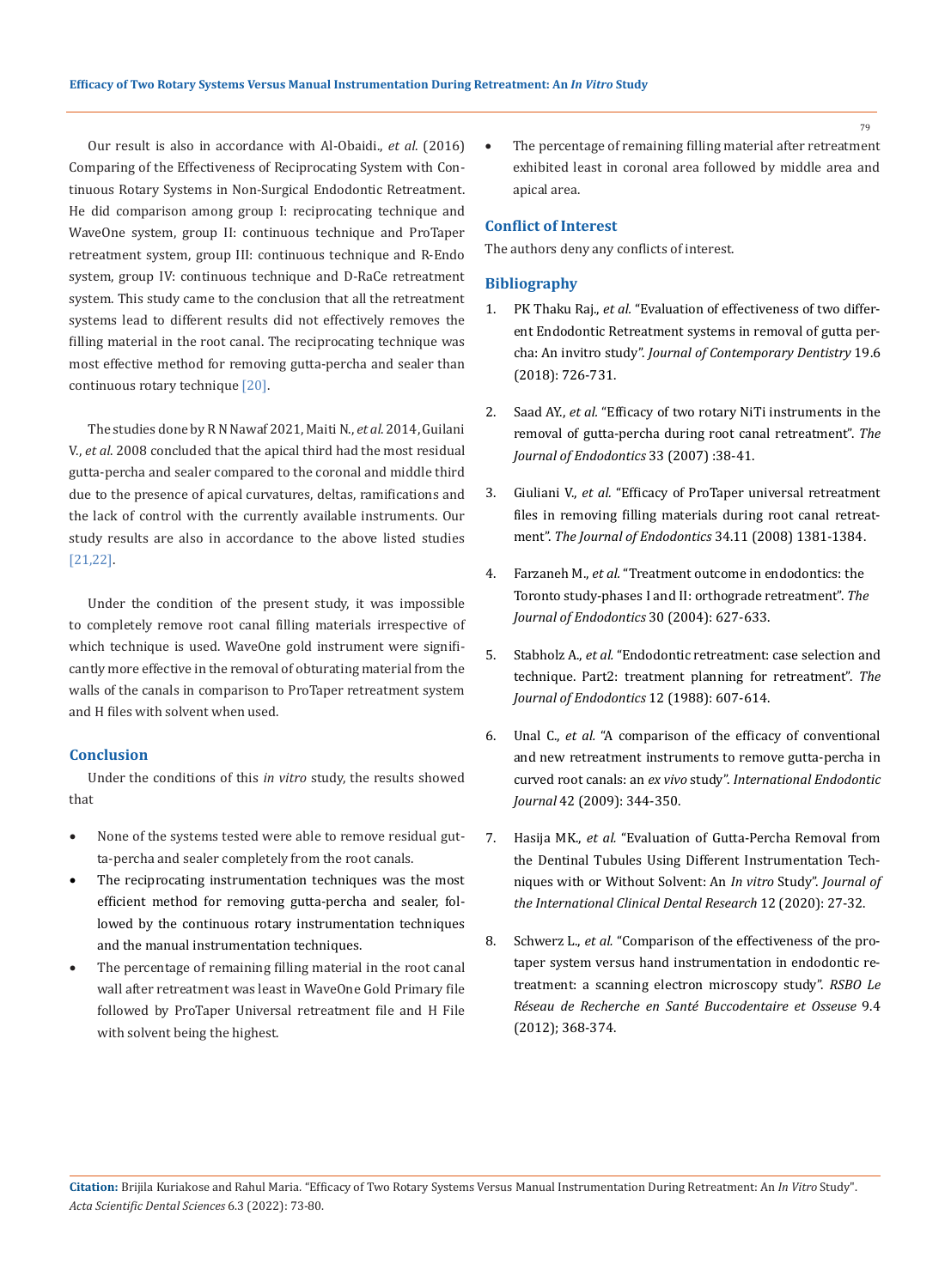Our result is also in accordance with Al-Obaidi., *et al.* (2016) Comparing of the Effectiveness of Reciprocating System with Continuous Rotary Systems in Non-Surgical Endodontic Retreatment. He did comparison among group I: reciprocating technique and WaveOne system, group II: continuous technique and ProTaper retreatment system, group III: continuous technique and R-Endo system, group IV: continuous technique and D-RaCe retreatment system. This study came to the conclusion that all the retreatment systems lead to different results did not effectively removes the filling material in the root canal. The reciprocating technique was most effective method for removing gutta-percha and sealer than continuous rotary technique [20].

The studies done by R N Nawaf 2021, Maiti N., *et al.* 2014, Guilani V., *et al.* 2008 concluded that the apical third had the most residual gutta-percha and sealer compared to the coronal and middle third due to the presence of apical curvatures, deltas, ramifications and the lack of control with the currently available instruments. Our study results are also in accordance to the above listed studies [21,22].

Under the condition of the present study, it was impossible to completely remove root canal filling materials irrespective of which technique is used. WaveOne gold instrument were significantly more effective in the removal of obturating material from the walls of the canals in comparison to ProTaper retreatment system and H files with solvent when used.

## Conclusion

Under the conditions of this *in vitro* study, the results showed that

- None of the systems tested were able to remove residual gutta-percha and sealer completely from the root canals.
- The reciprocating instrumentation techniques was the most efficient method for removing gutta-percha and sealer, followed by the continuous rotary instrumentation techniques and the manual instrumentation techniques.
- The percentage of remaining filling material in the root canal wall after retreatment was least in WaveOne Gold Primary file followed by ProTaper Universal retreatment file and H File with solvent being the highest.
- The percentage of remaining filling material after retreatment exhibited least in coronal area followed by middle area and apical area.

## Conflict of Interest

The authors deny any conflicts of interest.

## Bibliography

1. PK Thaku Raj., *et al.* "Evaluation of effectiveness of two different Endodontic Retreatment systems in removal of gutta percha: An invitro study". *Journal of Contemporary Dentistry* 19.6 (2018): 726-731.
2. Saad AY., *et al.* "Efficacy of two rotary NiTi instruments in the removal of gutta-percha during root canal retreatment". *The Journal of Endodontics* 33 (2007) :38-41.
3. Giuliani V., *et al.* "Efficacy of ProTaper universal retreatment files in removing filling materials during root canal retreatment". *The Journal of Endodontics* 34.11 (2008) 1381-1384.
4. Farzaneh M., *et al.* "Treatment outcome in endodontics: the Toronto study-phases I and II: orthograde retreatment". *The Journal of Endodontics* 30 (2004): 627-633.
5. Stabholz A., *et al.* "Endodontic retreatment: case selection and technique. Part2: treatment planning for retreatment". *The Journal of Endodontics* 12 (1988): 607-614.
6. Unal C., *et al.* "A comparison of the efficacy of conventional and new retreatment instruments to remove gutta-percha in curved root canals: an *ex vivo* study". *International Endodontic Journal* 42 (2009): 344-350.
7. Hasija MK., *et al.* "Evaluation of Gutta-Percha Removal from the Dentinal Tubules Using Different Instrumentation Techniques with or Without Solvent: An *In vitro* Study". *Journal of the International Clinical Dental Research* 12 (2020): 27-32.
8. Schwerz L., *et al.* "Comparison of the effectiveness of the protaper system versus hand instrumentation in endodontic retreatment: a scanning electron microscopy study". *RSBO Le Réseau de Recherche en Santé Buccodentaire et Osseuse* 9.4 (2012); 368-374.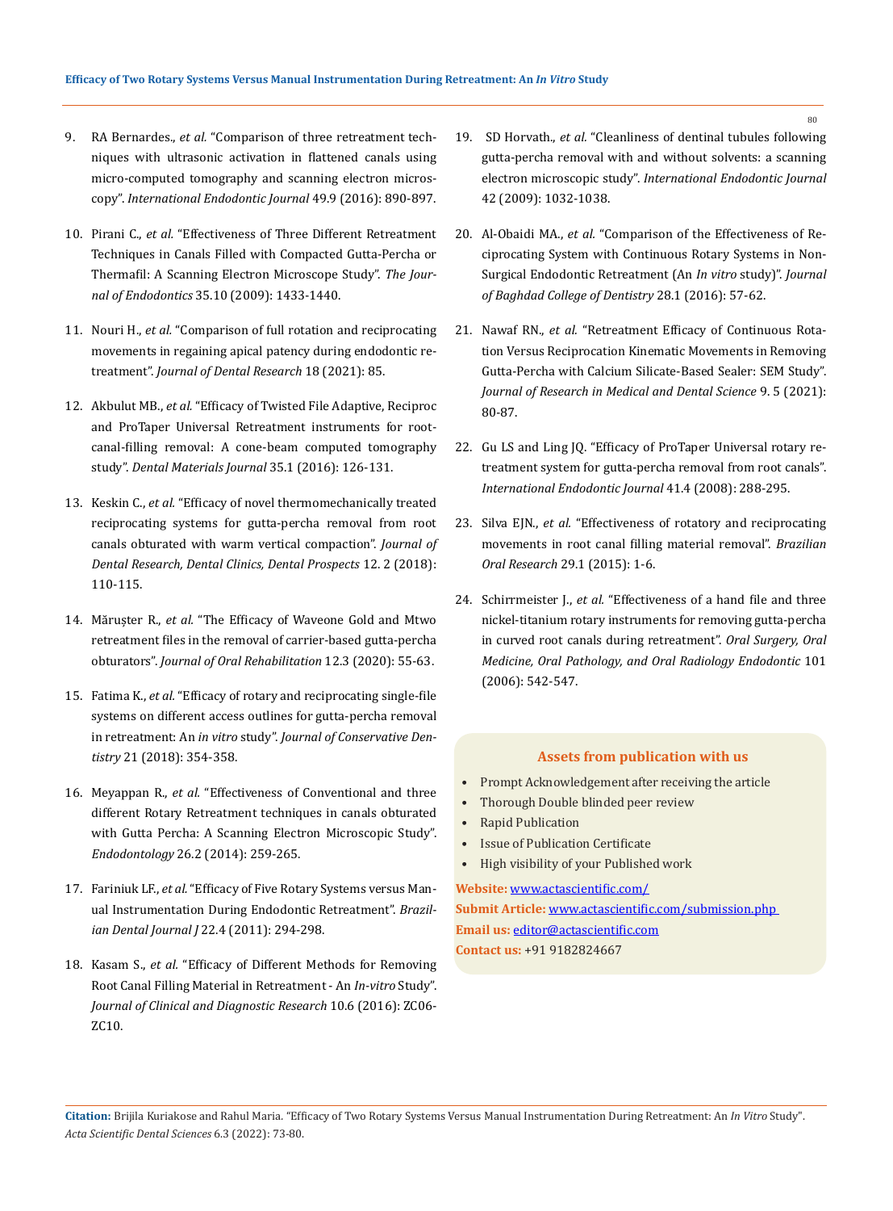9. RA Bernardes., *et al.* "Comparison of three retreatment techniques with ultrasonic activation in flattened canals using micro-computed tomography and scanning electron microscopy". *International Endodontic Journal* 49.9 (2016): 890-897.

10. Pirani C., *et al.* "Effectiveness of Three Different Retreatment Techniques in Canals Filled with Compacted Gutta-Percha or Thermafil: A Scanning Electron Microscope Study". *The Journal of Endodontics* 35.10 (2009): 1433-1440.

11. Nouri H., *et al.* "Comparison of full rotation and reciprocating movements in regaining apical patency during endodontic retreatment". *Journal of Dental Research* 18 (2021): 85.

12. Akbulut MB., *et al.* "Efficacy of Twisted File Adaptive, Reciproc and ProTaper Universal Retreatment instruments for root-canal-filling removal: A cone-beam computed tomography study". *Dental Materials Journal* 35.1 (2016): 126-131.

13. Keskin C., *et al.* "Efficacy of novel thermomechanically treated reciprocating systems for gutta-percha removal from root canals obturated with warm vertical compaction". *Journal of Dental Research, Dental Clinics, Dental Prospects* 12. 2 (2018): 110-115.

14. Mărușter R., *et al.* "The Efficacy of Waveone Gold and Mtwo retreatment files in the removal of carrier-based gutta-percha obturators". *Journal of Oral Rehabilitation* 12.3 (2020): 55-63.

15. Fatima K., *et al.* "Efficacy of rotary and reciprocating single-file systems on different access outlines for gutta-percha removal in retreatment: An *in vitro* study". *Journal of Conservative Dentistry* 21 (2018): 354-358.

16. Meyappan R., *et al.* "Effectiveness of Conventional and three different Rotary Retreatment techniques in canals obturated with Gutta Percha: A Scanning Electron Microscopic Study". *Endodontology* 26.2 (2014): 259-265.

17. Fariniuk LF., *et al.* "Efficacy of Five Rotary Systems versus Manual Instrumentation During Endodontic Retreatment". *Brazilian Dental Journal J* 22.4 (2011): 294-298.

18. Kasam S., *et al.* "Efficacy of Different Methods for Removing Root Canal Filling Material in Retreatment - An *In-vitro* Study". *Journal of Clinical and Diagnostic Research* 10.6 (2016): ZC06-ZC10.

19. SD Horvath., *et al.* "Cleanliness of dentinal tubules following gutta-percha removal with and without solvents: a scanning electron microscopic study". *International Endodontic Journal* 42 (2009): 1032-1038.

20. Al-Obaidi MA., *et al.* "Comparison of the Effectiveness of Reciprocating System with Continuous Rotary Systems in Non-Surgical Endodontic Retreatment (An *In vitro* study)". *Journal of Baghdad College of Dentistry* 28.1 (2016): 57-62.

21. Nawaf RN., *et al.* "Retreatment Efficacy of Continuous Rotation Versus Reciprocation Kinematic Movements in Removing Gutta-Percha with Calcium Silicate-Based Sealer: SEM Study". *Journal of Research in Medical and Dental Science* 9. 5 (2021): 80-87.

22. Gu LS and Ling JQ. "Efficacy of ProTaper Universal rotary retreatment system for gutta-percha removal from root canals". *International Endodontic Journal* 41.4 (2008): 288-295.

23. Silva EJN., *et al.* "Effectiveness of rotatory and reciprocating movements in root canal filling material removal". *Brazilian Oral Research* 29.1 (2015): 1-6.

24. Schirrmeister J., *et al.* "Effectiveness of a hand file and three nickel-titanium rotary instruments for removing gutta-percha in curved root canals during retreatment". *Oral Surgery, Oral Medicine, Oral Pathology, and Oral Radiology Endodontic* 101 (2006): 542-547.

**Assets from publication with us**

- Prompt Acknowledgement after receiving the article
- Thorough Double blinded peer review
- Rapid Publication
- Issue of Publication Certificate
- High visibility of your Published work

**Website:** www.actascientific.com/
**Submit Article:** www.actascientific.com/submission.php
**Email us:** editor@actascientific.com
**Contact us:** +91 9182824667